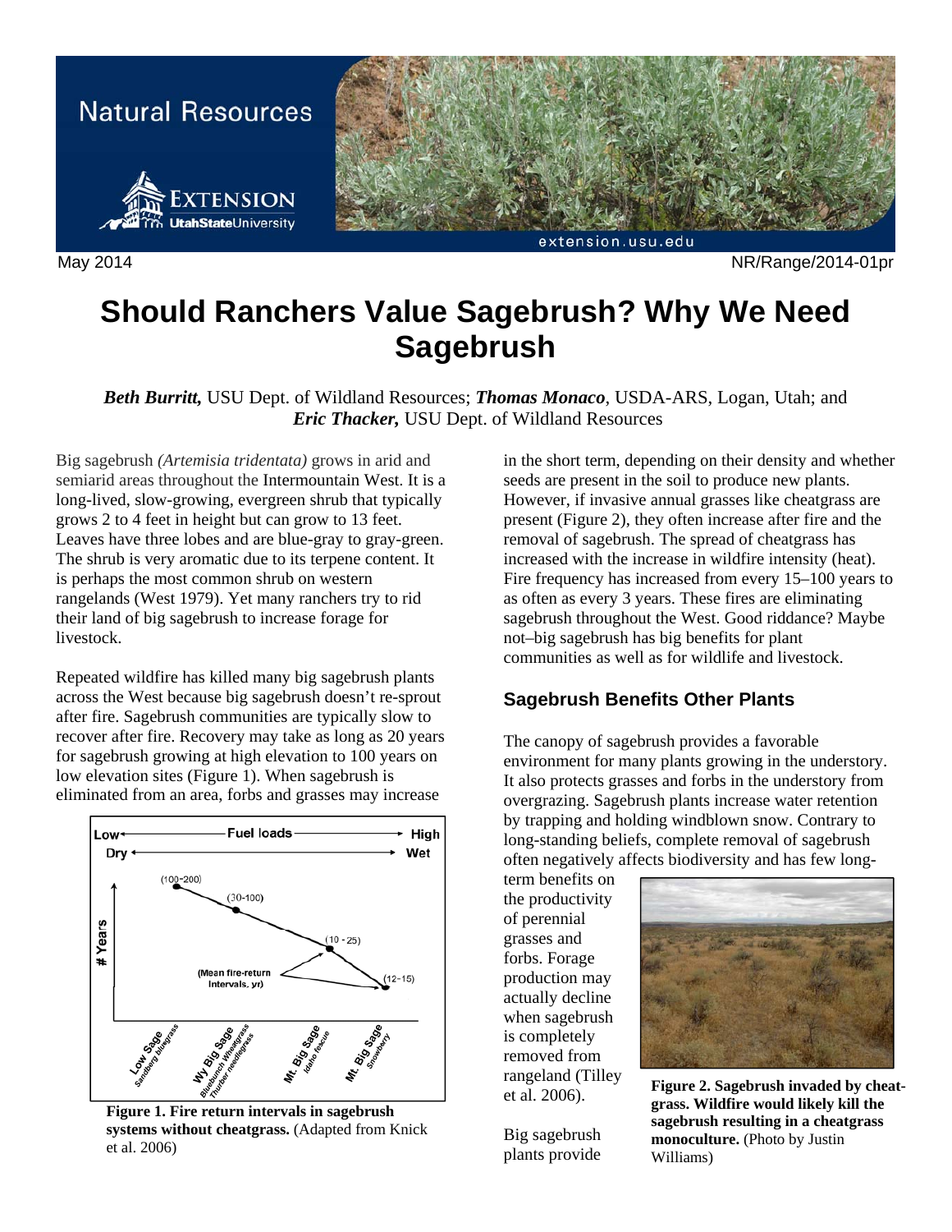May 2014 NR/Range/2014-01pr

# Should Ranchers Value Sagebrush? Why We Need Sagebrush

***Beth Burritt,*** USU Dept. of Wildland Resources; ***Thomas Monaco***, USDA-ARS, Logan, Utah; and ***Eric Thacker,*** USU Dept. of Wildland Resources

Big sagebrush *(Artemisia tridentata)* grows in arid and semiarid areas throughout the Intermountain West. It is a long-lived, slow-growing, evergreen shrub that typically grows 2 to 4 feet in height but can grow to 13 feet. Leaves have three lobes and are blue-gray to gray-green. The shrub is very aromatic due to its terpene content. It is perhaps the most common shrub on western rangelands (West 1979). Yet many ranchers try to rid their land of big sagebrush to increase forage for livestock.

Repeated wildfire has killed many big sagebrush plants across the West because big sagebrush doesn't re-sprout after fire. Sagebrush communities are typically slow to recover after fire. Recovery may take as long as 20 years for sagebrush growing at high elevation to 100 years on low elevation sites (Figure 1). When sagebrush is eliminated from an area, forbs and grasses may increase in the short term, depending on their density and whether seeds are present in the soil to produce new plants. However, if invasive annual grasses like cheatgrass are present (Figure 2), they often increase after fire and the removal of sagebrush. The spread of cheatgrass has increased with the increase in wildfire intensity (heat). Fire frequency has increased from every 15–100 years to as often as every 3 years. These fires are eliminating sagebrush throughout the West. Good riddance? Maybe not–big sagebrush has big benefits for plant communities as well as for wildlife and livestock.

**Figure 1. Fire return intervals in sagebrush systems without cheatgrass.** (Adapted from Knick et al. 2006)

## Sagebrush Benefits Other Plants

The canopy of sagebrush provides a favorable environment for many plants growing in the understory. It also protects grasses and forbs in the understory from overgrazing. Sagebrush plants increase water retention by trapping and holding windblown snow. Contrary to long-standing beliefs, complete removal of sagebrush often negatively affects biodiversity and has few long-term benefits on the productivity of perennial grasses and forbs. Forage production may actually decline when sagebrush is completely removed from rangeland (Tilley et al. 2006).

**Figure 2. Sagebrush invaded by cheatgrass. Wildfire would likely kill the sagebrush resulting in a cheatgrass monoculture.** (Photo by Justin Williams)

Big sagebrush plants provide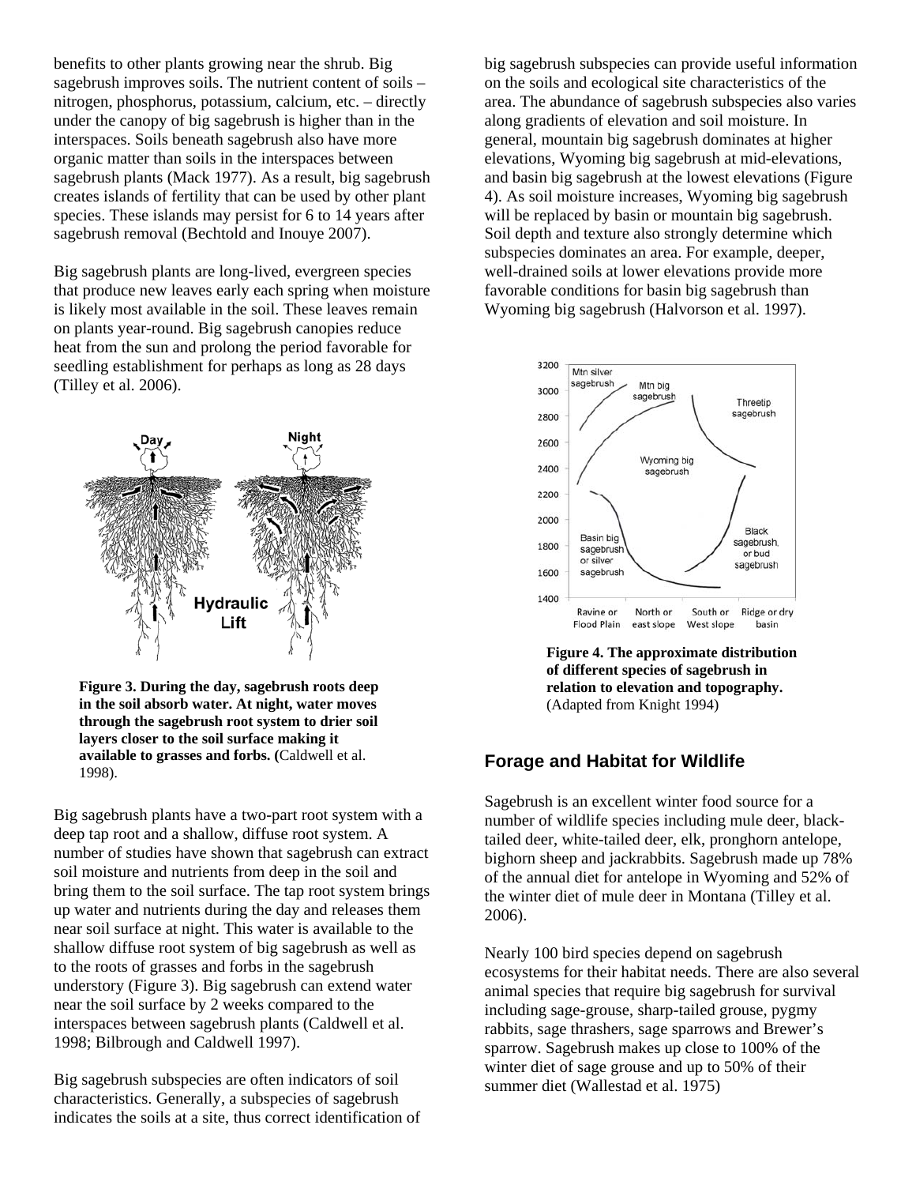benefits to other plants growing near the shrub. Big sagebrush improves soils. The nutrient content of soils – nitrogen, phosphorus, potassium, calcium, etc. – directly under the canopy of big sagebrush is higher than in the interspaces. Soils beneath sagebrush also have more organic matter than soils in the interspaces between sagebrush plants (Mack 1977). As a result, big sagebrush creates islands of fertility that can be used by other plant species. These islands may persist for 6 to 14 years after sagebrush removal (Bechtold and Inouye 2007).

Big sagebrush plants are long-lived, evergreen species that produce new leaves early each spring when moisture is likely most available in the soil. These leaves remain on plants year-round. Big sagebrush canopies reduce heat from the sun and prolong the period favorable for seedling establishment for perhaps as long as 28 days (Tilley et al. 2006).

**Figure 3. During the day, sagebrush roots deep in the soil absorb water. At night, water moves through the sagebrush root system to drier soil layers closer to the soil surface making it available to grasses and forbs. (**Caldwell et al. 1998).

Big sagebrush plants have a two-part root system with a deep tap root and a shallow, diffuse root system. A number of studies have shown that sagebrush can extract soil moisture and nutrients from deep in the soil and bring them to the soil surface. The tap root system brings up water and nutrients during the day and releases them near soil surface at night. This water is available to the shallow diffuse root system of big sagebrush as well as to the roots of grasses and forbs in the sagebrush understory (Figure 3). Big sagebrush can extend water near the soil surface by 2 weeks compared to the interspaces between sagebrush plants (Caldwell et al. 1998; Bilbrough and Caldwell 1997).

Big sagebrush subspecies are often indicators of soil characteristics. Generally, a subspecies of sagebrush indicates the soils at a site, thus correct identification of big sagebrush subspecies can provide useful information on the soils and ecological site characteristics of the area. The abundance of sagebrush subspecies also varies along gradients of elevation and soil moisture. In general, mountain big sagebrush dominates at higher elevations, Wyoming big sagebrush at mid-elevations, and basin big sagebrush at the lowest elevations (Figure 4). As soil moisture increases, Wyoming big sagebrush will be replaced by basin or mountain big sagebrush. Soil depth and texture also strongly determine which subspecies dominates an area. For example, deeper, well-drained soils at lower elevations provide more favorable conditions for basin big sagebrush than Wyoming big sagebrush (Halvorson et al. 1997).

**Figure 4. The approximate distribution of different species of sagebrush in relation to elevation and topography.** (Adapted from Knight 1994)

## Forage and Habitat for Wildlife

Sagebrush is an excellent winter food source for a number of wildlife species including mule deer, black-tailed deer, white-tailed deer, elk, pronghorn antelope, bighorn sheep and jackrabbits. Sagebrush made up 78% of the annual diet for antelope in Wyoming and 52% of the winter diet of mule deer in Montana (Tilley et al. 2006).

Nearly 100 bird species depend on sagebrush ecosystems for their habitat needs. There are also several animal species that require big sagebrush for survival including sage-grouse, sharp-tailed grouse, pygmy rabbits, sage thrashers, sage sparrows and Brewer's sparrow. Sagebrush makes up close to 100% of the winter diet of sage grouse and up to 50% of their summer diet (Wallestad et al. 1975)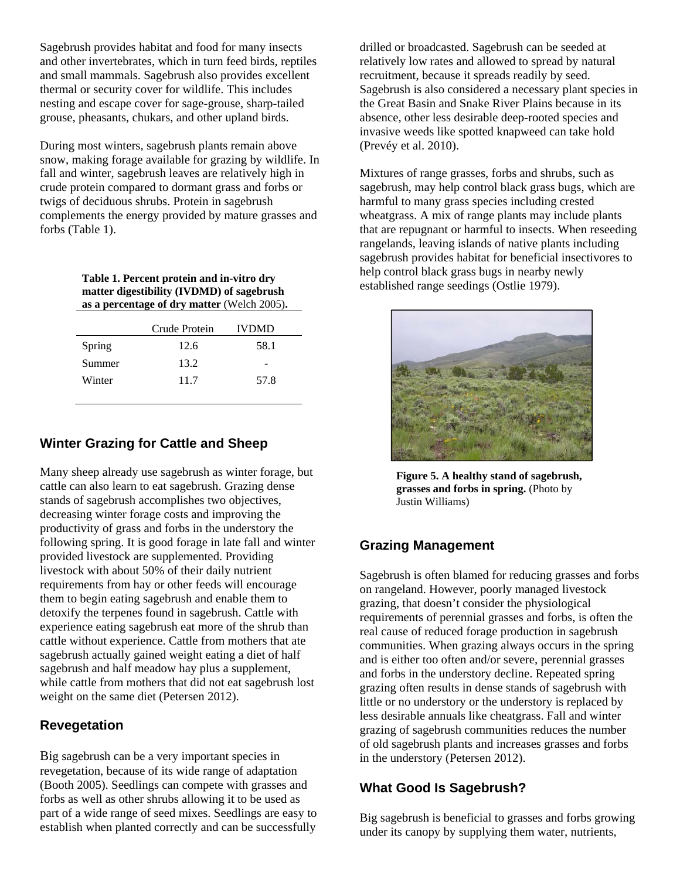Sagebrush provides habitat and food for many insects and other invertebrates, which in turn feed birds, reptiles and small mammals. Sagebrush also provides excellent thermal or security cover for wildlife. This includes nesting and escape cover for sage-grouse, sharp-tailed grouse, pheasants, chukars, and other upland birds.

During most winters, sagebrush plants remain above snow, making forage available for grazing by wildlife. In fall and winter, sagebrush leaves are relatively high in crude protein compared to dormant grass and forbs or twigs of deciduous shrubs. Protein in sagebrush complements the energy provided by mature grasses and forbs (Table 1).

**Table 1. Percent protein and in-vitro dry matter digestibility (IVDMD) of sagebrush as a percentage of dry matter** (Welch 2005)**.**

| | Crude Protein | IVDMD |
|---|---|---|
| Spring | 12.6 | 58.1 |
| Summer | 13.2 | - |
| Winter | 11.7 | 57.8 |

## Winter Grazing for Cattle and Sheep

Many sheep already use sagebrush as winter forage, but cattle can also learn to eat sagebrush. Grazing dense stands of sagebrush accomplishes two objectives, decreasing winter forage costs and improving the productivity of grass and forbs in the understory the following spring. It is good forage in late fall and winter provided livestock are supplemented. Providing livestock with about 50% of their daily nutrient requirements from hay or other feeds will encourage them to begin eating sagebrush and enable them to detoxify the terpenes found in sagebrush. Cattle with experience eating sagebrush eat more of the shrub than cattle without experience. Cattle from mothers that ate sagebrush actually gained weight eating a diet of half sagebrush and half meadow hay plus a supplement, while cattle from mothers that did not eat sagebrush lost weight on the same diet (Petersen 2012).

## Revegetation

Big sagebrush can be a very important species in revegetation, because of its wide range of adaptation (Booth 2005). Seedlings can compete with grasses and forbs as well as other shrubs allowing it to be used as part of a wide range of seed mixes. Seedlings are easy to establish when planted correctly and can be successfully drilled or broadcasted. Sagebrush can be seeded at relatively low rates and allowed to spread by natural recruitment, because it spreads readily by seed. Sagebrush is also considered a necessary plant species in the Great Basin and Snake River Plains because in its absence, other less desirable deep-rooted species and invasive weeds like spotted knapweed can take hold (Prevéy et al. 2010).

Mixtures of range grasses, forbs and shrubs, such as sagebrush, may help control black grass bugs, which are harmful to many grass species including crested wheatgrass. A mix of range plants may include plants that are repugnant or harmful to insects. When reseeding rangelands, leaving islands of native plants including sagebrush provides habitat for beneficial insectivores to help control black grass bugs in nearby newly established range seedings (Ostlie 1979).

**Figure 5. A healthy stand of sagebrush, grasses and forbs in spring.** (Photo by Justin Williams)

## Grazing Management

Sagebrush is often blamed for reducing grasses and forbs on rangeland. However, poorly managed livestock grazing, that doesn't consider the physiological requirements of perennial grasses and forbs, is often the real cause of reduced forage production in sagebrush communities. When grazing always occurs in the spring and is either too often and/or severe, perennial grasses and forbs in the understory decline. Repeated spring grazing often results in dense stands of sagebrush with little or no understory or the understory is replaced by less desirable annuals like cheatgrass. Fall and winter grazing of sagebrush communities reduces the number of old sagebrush plants and increases grasses and forbs in the understory (Petersen 2012).

## What Good Is Sagebrush?

Big sagebrush is beneficial to grasses and forbs growing under its canopy by supplying them water, nutrients,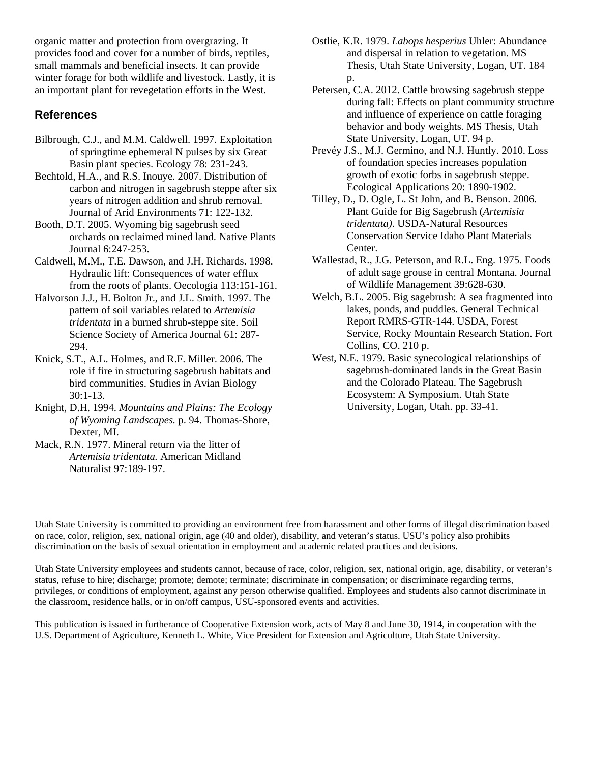organic matter and protection from overgrazing. It provides food and cover for a number of birds, reptiles, small mammals and beneficial insects. It can provide winter forage for both wildlife and livestock. Lastly, it is an important plant for revegetation efforts in the West.

## References

Bilbrough, C.J., and M.M. Caldwell. 1997. Exploitation of springtime ephemeral N pulses by six Great Basin plant species. Ecology 78: 231-243.

Bechtold, H.A., and R.S. Inouye. 2007. Distribution of carbon and nitrogen in sagebrush steppe after six years of nitrogen addition and shrub removal. Journal of Arid Environments 71: 122-132.

Booth, D.T. 2005. Wyoming big sagebrush seed orchards on reclaimed mined land. Native Plants Journal 6:247-253.

Caldwell, M.M., T.E. Dawson, and J.H. Richards. 1998. Hydraulic lift: Consequences of water efflux from the roots of plants. Oecologia 113:151-161.

Halvorson J.J., H. Bolton Jr., and J.L. Smith. 1997. The pattern of soil variables related to *Artemisia tridentata* in a burned shrub-steppe site. Soil Science Society of America Journal 61: 287-294.

Knick, S.T., A.L. Holmes, and R.F. Miller. 2006. The role if fire in structuring sagebrush habitats and bird communities. Studies in Avian Biology 30:1-13.

Knight, D.H. 1994. *Mountains and Plains: The Ecology of Wyoming Landscapes.* p. 94. Thomas-Shore, Dexter, MI.

Mack, R.N. 1977. Mineral return via the litter of *Artemisia tridentata.* American Midland Naturalist 97:189-197.

Ostlie, K.R. 1979. *Labops hesperius* Uhler: Abundance and dispersal in relation to vegetation. MS Thesis, Utah State University, Logan, UT. 184 p.

Petersen, C.A. 2012. Cattle browsing sagebrush steppe during fall: Effects on plant community structure and influence of experience on cattle foraging behavior and body weights. MS Thesis, Utah State University, Logan, UT. 94 p.

Prevéy J.S., M.J. Germino, and N.J. Huntly. 2010. Loss of foundation species increases population growth of exotic forbs in sagebrush steppe. Ecological Applications 20: 1890-1902.

Tilley, D., D. Ogle, L. St John, and B. Benson. 2006. Plant Guide for Big Sagebrush (*Artemisia tridentata)*. USDA-Natural Resources Conservation Service Idaho Plant Materials Center.

Wallestad, R., J.G. Peterson, and R.L. Eng. 1975. Foods of adult sage grouse in central Montana. Journal of Wildlife Management 39:628-630.

Welch, B.L. 2005. Big sagebrush: A sea fragmented into lakes, ponds, and puddles. General Technical Report RMRS-GTR-144. USDA, Forest Service, Rocky Mountain Research Station. Fort Collins, CO. 210 p.

West, N.E. 1979. Basic synecological relationships of sagebrush-dominated lands in the Great Basin and the Colorado Plateau. The Sagebrush Ecosystem: A Symposium. Utah State University, Logan, Utah. pp. 33-41.

Utah State University is committed to providing an environment free from harassment and other forms of illegal discrimination based on race, color, religion, sex, national origin, age (40 and older), disability, and veteran's status. USU's policy also prohibits discrimination on the basis of sexual orientation in employment and academic related practices and decisions.

Utah State University employees and students cannot, because of race, color, religion, sex, national origin, age, disability, or veteran's status, refuse to hire; discharge; promote; demote; terminate; discriminate in compensation; or discriminate regarding terms, privileges, or conditions of employment, against any person otherwise qualified. Employees and students also cannot discriminate in the classroom, residence halls, or in on/off campus, USU-sponsored events and activities.

This publication is issued in furtherance of Cooperative Extension work, acts of May 8 and June 30, 1914, in cooperation with the U.S. Department of Agriculture, Kenneth L. White, Vice President for Extension and Agriculture, Utah State University.